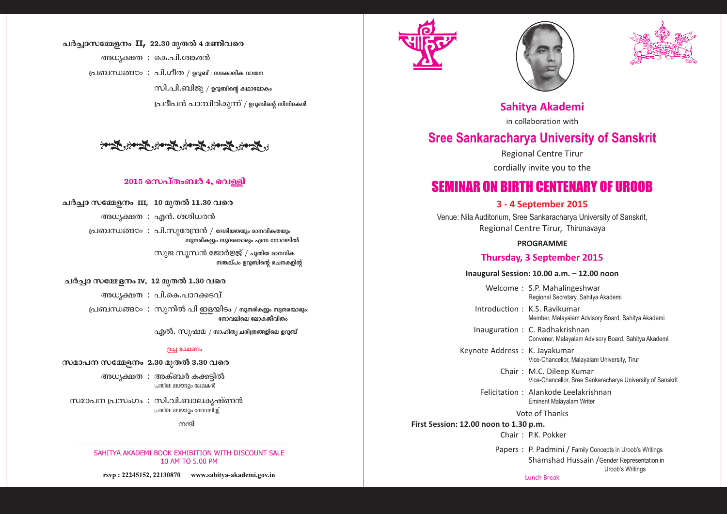ചർച്ചാസമ്മേളനം II, 22.30 മുതൽ 4 മണിവരെ

അധ്യക്ഷത : കെ.പി.ശങ്കരൻ

പ്രബന്ധങ്ങൾ : പി.ഗീത / ഉറൂബ് : സമകാലിക വായന

സി.പി.ബിജു / ഉറൂബിന്റെ കഥാലോകം

പ്രദീപൻ പാമ്പിരികുന്ന് / ഉറൂബിന്റെ സിനിമകൾ

## 2015 സെപ്തംബർ 4, വെള്ളി

**ചർച്ചാ സമ്മേളനം III, 10 മുതൽ 11.30 വരെ**

അധ്യക്ഷത : എൻ. ശശിധരൻ

പ്രബന്ധങ്ങൾ : പി.സുരേന്ദ്രൻ / ദേശീയതയും മാനവികതയും സുന്ദരികളും സുന്ദരന്മാരും എന്ന നോവലിൽ

സുജ സൂസൻ ജോർജ്ജ് / പുതിയ മാനവിക സങ്കല്പം ഉറൂബിന്റെ രചനകളിൽ

**ചർച്ചാ സമ്മേളനം IV, 12 മുതൽ 1.30 വരെ**

അധ്യക്ഷത : പി.കെ.പാറക്കടവ്

പ്രബന്ധങ്ങൾ : സുനിൽ പി ഇളയിടം / സുന്ദരികളും സുന്ദരന്മാരും: നോവലിലെ ലോകജീവിതം

എൽ. സുഷമ / സാഹിത്യ ചരിത്രങ്ങളിലെ ഉറൂബ്

ഉച്ച ഭക്ഷണം

**സമാപന സമ്മേളനം 2.30 മുതൽ 3.30 വരെ**

അധ്യക്ഷത : അക്ബർ കക്കട്ടിൽ
പ്രസിദ്ധ മലയാളം ലേഖകൻ

സമാപന പ്രസംഗം : സി.വി.ബാലകൃഷ്ണൻ
പ്രസിദ്ധ മലയാളം നോവലിസ്റ്റ്

നന്ദി

SAHITYA AKADEMI BOOK EXHIBITION WITH DISCOUNT SALE
10 AM TO 5.00 PM

rsvp : 22245152, 22130870 www.sahitya-akademi.gov.in

## Sahitya Akademi

in collaboration with

## Sree Sankaracharya University of Sanskrit

Regional Centre Tirur

cordially invite you to the

# SEMINAR ON BIRTH CENTENARY OF UROOB

### 3 - 4 September 2015

Venue: Nila Auditorium, Sree Sankaracharya University of Sanskrit, Regional Centre Tirur, Thirunavaya

**PROGRAMME**

### Thursday, 3 September 2015

**Inaugural Session: 10.00 a.m. – 12.00 noon**

Welcome : S.P. Mahalingeshwar
Regional Secretary, Sahitya Akademi

Introduction : K.S. Ravikumar
Member, Malayalam Advisory Board, Sahitya Akademi

Inauguration : C. Radhakrishnan
Convener, Malayalam Advisory Board, Sahitya Akademi

Keynote Address : K. Jayakumar
Vice-Chancellor, Malayalam University, Tirur

Chair : M.C. Dileep Kumar
Vice-Chancellor, Sree Sankaracharya University of Sanskrit

Felicitation : Alankode Leelakrishnan
Eminent Malayalam Writer

Vote of Thanks

**First Session: 12.00 noon to 1.30 p.m.**

Chair : P.K. Pokker

Papers : P. Padmini / Family Concepts in Uroob's Writings

Shamshad Hussain / Gender Representation in Uroob's Writings

Lunch Break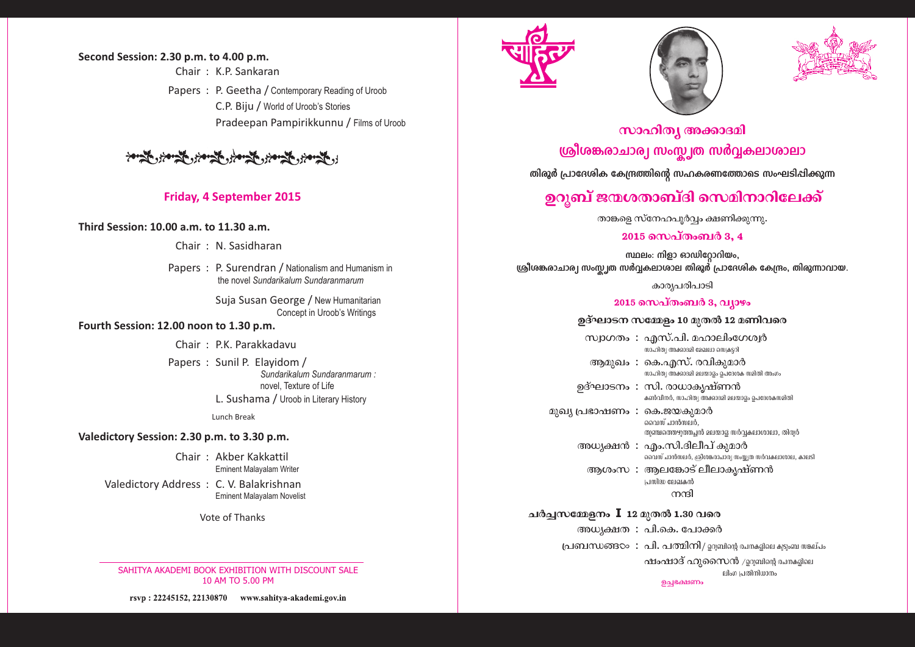**Second Session: 2.30 p.m. to 4.00 p.m.**

Chair : K.P. Sankaran

Papers : P. Geetha / Contemporary Reading of Uroob
C.P. Biju / World of Uroob's Stories
Pradeepan Pampirikkunnu / Films of Uroob

## Friday, 4 September 2015

**Third Session: 10.00 a.m. to 11.30 a.m.**

Chair : N. Sasidharan

Papers : P. Surendran / Nationalism and Humanism in the novel *Sundarikalum Sundaranmarum*

Suja Susan George / New Humanitarian Concept in Uroob's Writings

**Fourth Session: 12.00 noon to 1.30 p.m.**

Chair : P.K. Parakkadavu

Papers : Sunil P. Elayidom / *Sundarikalum Sundaranmarum :* novel, Texture of Life

L. Sushama / Uroob in Literary History

Lunch Break

**Valedictory Session: 2.30 p.m. to 3.30 p.m.**

Chair : Akber Kakkattil
Eminent Malayalam Writer

Valedictory Address : C. V. Balakrishnan
Eminent Malayalam Novelist

Vote of Thanks

SAHITYA AKADEMI BOOK EXHIBITION WITH DISCOUNT SALE
10 AM TO 5.00 PM

rsvp : 22245152, 22130870 www.sahitya-akademi.gov.in

## സാഹിത്യ അക്കാദമി
## ശ്രീശങ്കരാചാര്യ സംസ്കൃത സർവ്വകലാശാല

**തിരൂർ പ്രാദേശിക കേന്ദ്രത്തിന്റെ സഹകരണത്തോടെ സംഘടിപ്പിക്കുന്ന**

# ഉറൂബ് ജന്മശതാബ്ദി സെമിനാറിലേക്ക്

താങ്കളെ സ്നേഹപൂർവ്വം ക്ഷണിക്കുന്നു.

**2015 സെപ്തംബർ 3, 4**

**സ്ഥലം: നിളാ ഓഡിറ്റോറിയം,**
**ശ്രീശങ്കരാചാര്യ സംസ്കൃത സർവ്വകലാശാല തിരൂർ പ്രാദേശിക കേന്ദ്രം, തിരുന്നാവായ.**

കാര്യപരിപാടി

**2015 സെപ്തംബർ 3, വ്യാഴം**

**ഉദ്ഘാടന സമ്മേളനം 10 മുതൽ 12 മണിവരെ**

സ്വാഗതം : എസ്.പി. മഹാലിംഗേശ്വർ
സാഹിത്യ അക്കാദമി മേഖലാ സെക്രട്ടറി

ആമുഖം : കെ.എസ്. രവികുമാർ
സാഹിത്യ അക്കാദമി മലയാളം ഉപദേശക സമിതി അംഗം

ഉദ്ഘാടനം : സി. രാധാകൃഷ്ണൻ
കൺവീനർ, സാഹിത്യ അക്കാദമി മലയാളം ഉപദേശകസമിതി

മുഖ്യ പ്രഭാഷണം : കെ.ജയകുമാർ
വൈസ് ചാൻസലർ,
തുഞ്ചത്തെഴുത്തച്ഛൻ മലയാള സർവ്വകലാശാല, തിരൂർ

അധ്യക്ഷൻ : എം.സി.ദിലീപ് കുമാർ
വൈസ് ചാൻസലർ, ശ്രീശങ്കരാചാര്യ സംസ്കൃത സർവകലാശാല, കാലടി

ആശംസ : ആലങ്കോട് ലീലാകൃഷ്ണൻ
പ്രസിദ്ധ ലേഖകൻ

നന്ദി

**ചർച്ചസമ്മേളനം I 12 മുതൽ 1.30 വരെ**

അധ്യക്ഷത : പി.കെ. പോക്കർ

പ്രബന്ധങ്ങൾ : പി. പത്മിനി/ ഉറൂബിന്റെ രചനകളിലെ കുടുംബ സങ്കല്പം

ഷംഷാദ് ഹുസൈൻ /ഉറൂബിന്റെ രചനകളിലെ ലിംഗ പ്രതിനിധാനം

ഉച്ചഭക്ഷണം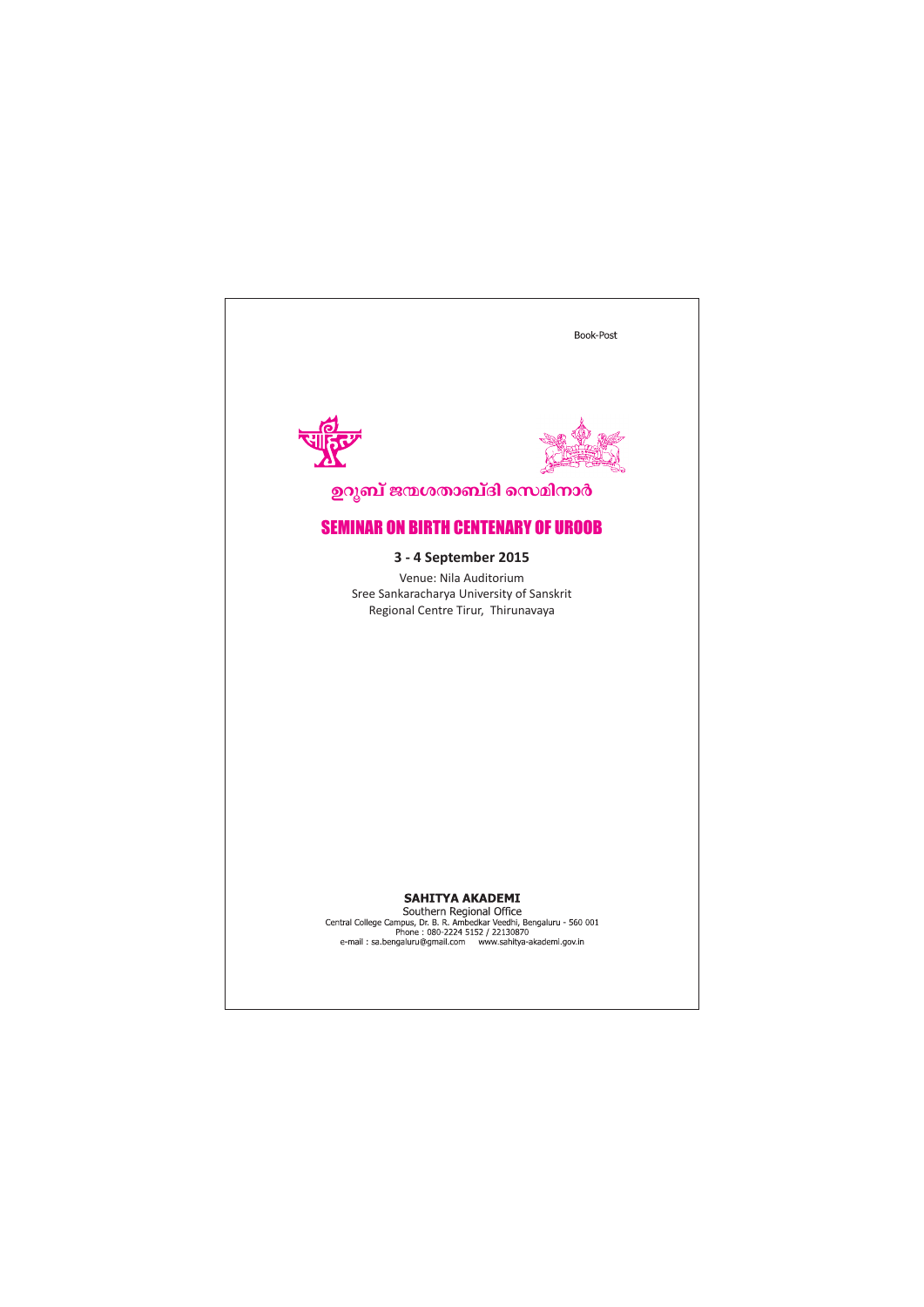Book-Post

ഉറൂബ് ജന്മശതാബ്ദി സെമിനാർ

# SEMINAR ON BIRTH CENTENARY OF UROOB

**3 - 4 September 2015**

Venue: Nila Auditorium
Sree Sankaracharya University of Sanskrit
Regional Centre Tirur, Thirunavaya

**SAHITYA AKADEMI**
Southern Regional Office
Central College Campus, Dr. B. R. Ambedkar Veedhi, Bengaluru - 560 001
Phone : 080-2224 5152 / 22130870
e-mail : sa.bengaluru@gmail.com www.sahitya-akademi.gov.in